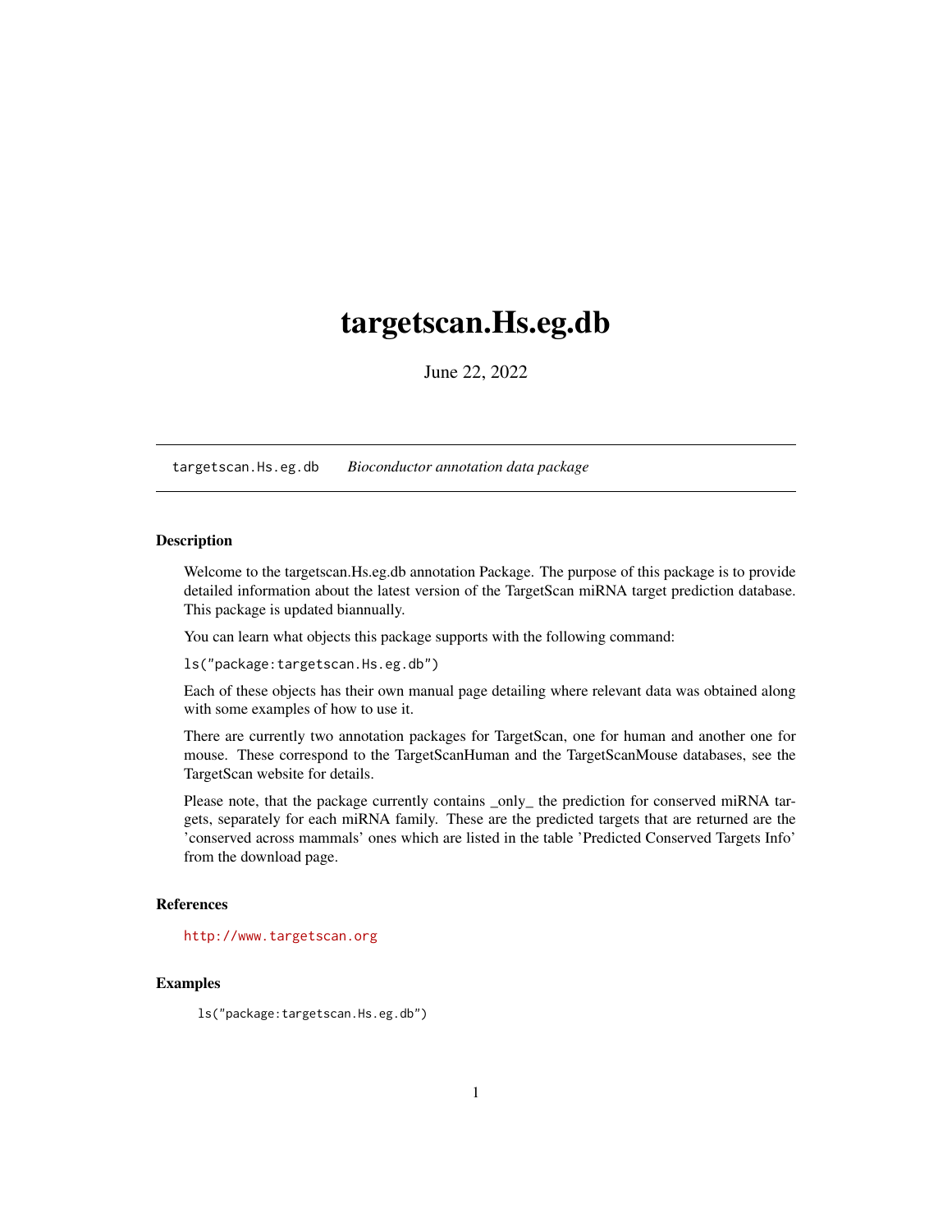# targetscan.Hs.eg.db

June 22, 2022

---

`targetscan.Hs.eg.db` *Bioconductor annotation data package*

---

## Description

Welcome to the targetscan.Hs.eg.db annotation Package. The purpose of this package is to provide detailed information about the latest version of the TargetScan miRNA target prediction database. This package is updated biannually.

You can learn what objects this package supports with the following command:

`ls("package:targetscan.Hs.eg.db")`

Each of these objects has their own manual page detailing where relevant data was obtained along with some examples of how to use it.

There are currently two annotation packages for TargetScan, one for human and another one for mouse. These correspond to the TargetScanHuman and the TargetScanMouse databases, see the TargetScan website for details.

Please note, that the package currently contains _only_ the prediction for conserved miRNA targets, separately for each miRNA family. These are the predicted targets that are returned are the 'conserved across mammals' ones which are listed in the table 'Predicted Conserved Targets Info' from the download page.

## References

http://www.targetscan.org

## Examples

```
ls("package:targetscan.Hs.eg.db")
```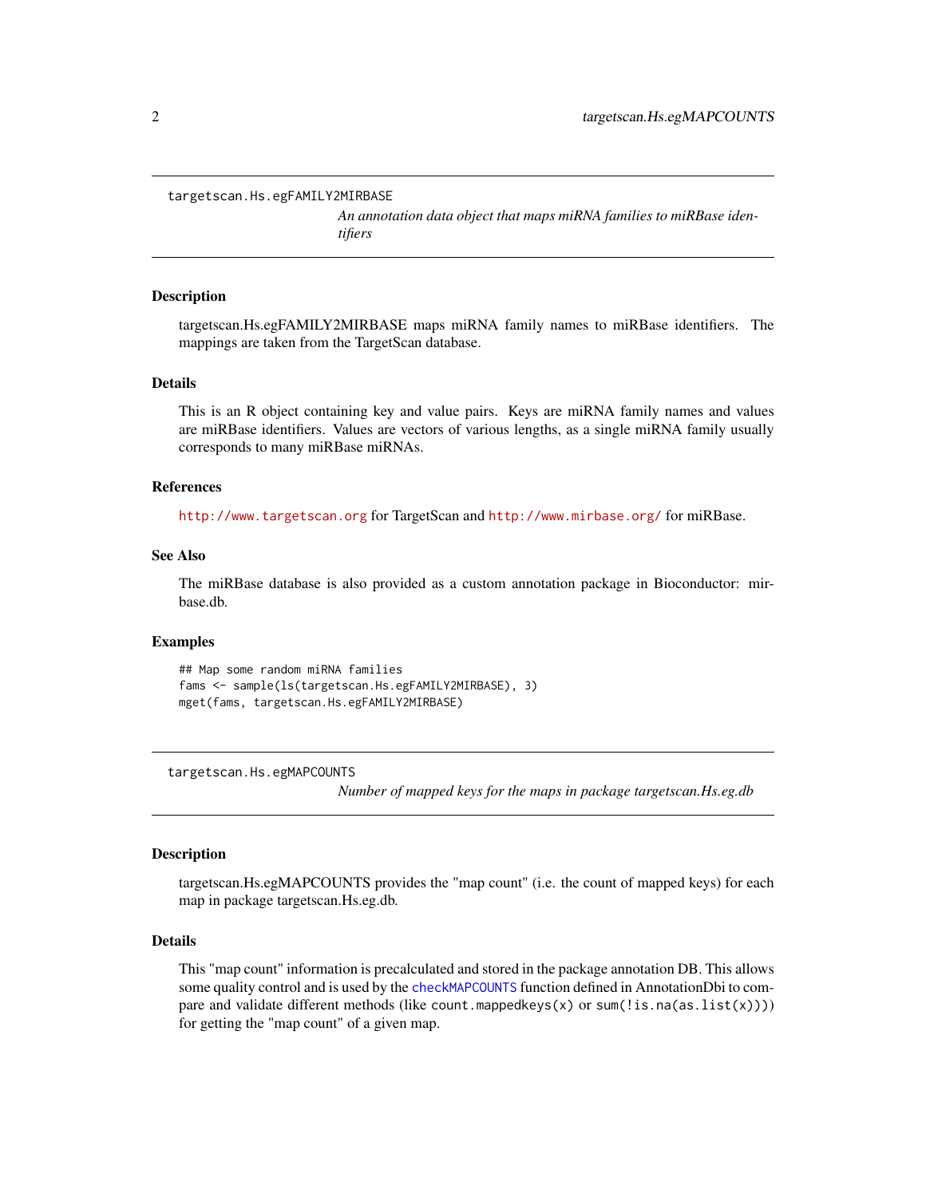## targetscan.Hs.egFAMILY2MIRBASE

*An annotation data object that maps miRNA families to miRBase identifiers*

### Description

targetscan.Hs.egFAMILY2MIRBASE maps miRNA family names to miRBase identifiers. The mappings are taken from the TargetScan database.

### Details

This is an R object containing key and value pairs. Keys are miRNA family names and values are miRBase identifiers. Values are vectors of various lengths, as a single miRNA family usually corresponds to many miRBase miRNAs.

### References

http://www.targetscan.org for TargetScan and http://www.mirbase.org/ for miRBase.

### See Also

The miRBase database is also provided as a custom annotation package in Bioconductor: mirbase.db.

### Examples

```
## Map some random miRNA families
fams <- sample(ls(targetscan.Hs.egFAMILY2MIRBASE), 3)
mget(fams, targetscan.Hs.egFAMILY2MIRBASE)
```

## targetscan.Hs.egMAPCOUNTS

*Number of mapped keys for the maps in package targetscan.Hs.eg.db*

### Description

targetscan.Hs.egMAPCOUNTS provides the "map count" (i.e. the count of mapped keys) for each map in package targetscan.Hs.eg.db.

### Details

This "map count" information is precalculated and stored in the package annotation DB. This allows some quality control and is used by the `checkMAPCOUNTS` function defined in AnnotationDbi to compare and validate different methods (like `count.mappedkeys(x)` or `sum(!is.na(as.list(x)))`) for getting the "map count" of a given map.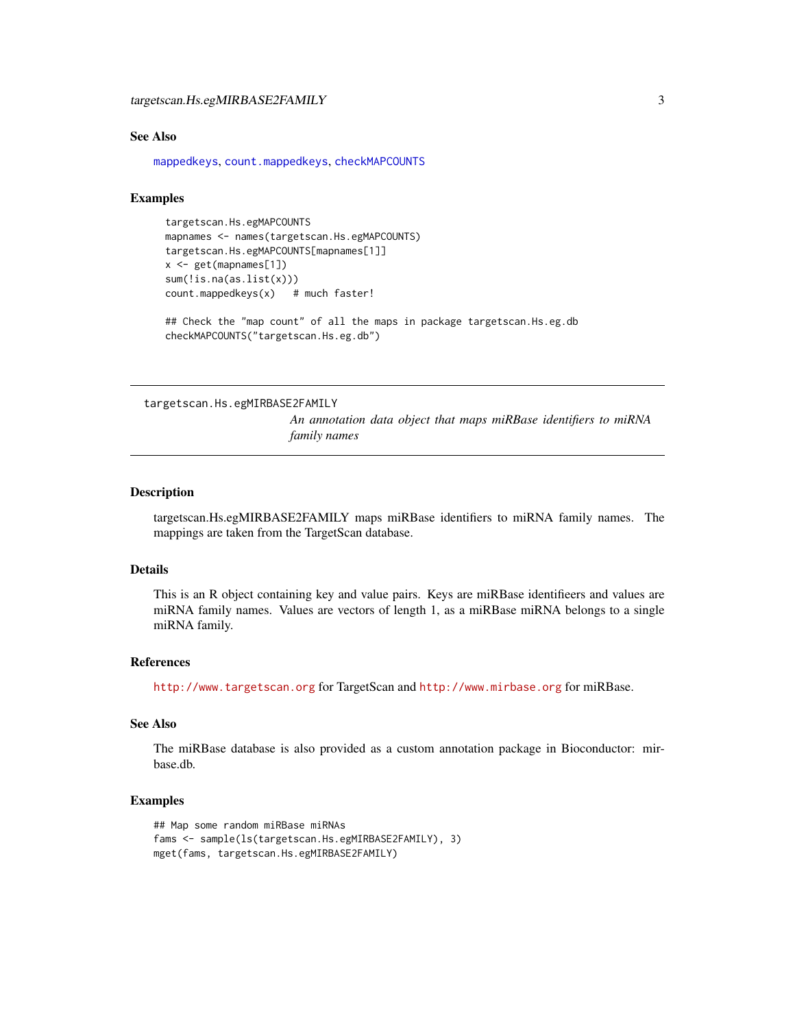### See Also

mappedkeys, count.mappedkeys, checkMAPCOUNTS

### Examples

```
targetscan.Hs.egMAPCOUNTS
mapnames <- names(targetscan.Hs.egMAPCOUNTS)
targetscan.Hs.egMAPCOUNTS[mapnames[1]]
x <- get(mapnames[1])
sum(!is.na(as.list(x)))
count.mappedkeys(x)   # much faster!

## Check the "map count" of all the maps in package targetscan.Hs.eg.db
checkMAPCOUNTS("targetscan.Hs.eg.db")
```

---

## targetscan.Hs.egMIRBASE2FAMILY

*An annotation data object that maps miRBase identifiers to miRNA family names*

---

### Description

targetscan.Hs.egMIRBASE2FAMILY maps miRBase identifiers to miRNA family names. The mappings are taken from the TargetScan database.

### Details

This is an R object containing key and value pairs. Keys are miRBase identifieers and values are miRNA family names. Values are vectors of length 1, as a miRBase miRNA belongs to a single miRNA family.

### References

http://www.targetscan.org for TargetScan and http://www.mirbase.org for miRBase.

### See Also

The miRBase database is also provided as a custom annotation package in Bioconductor: mirbase.db.

### Examples

```
## Map some random miRBase miRNAs
fams <- sample(ls(targetscan.Hs.egMIRBASE2FAMILY), 3)
mget(fams, targetscan.Hs.egMIRBASE2FAMILY)
```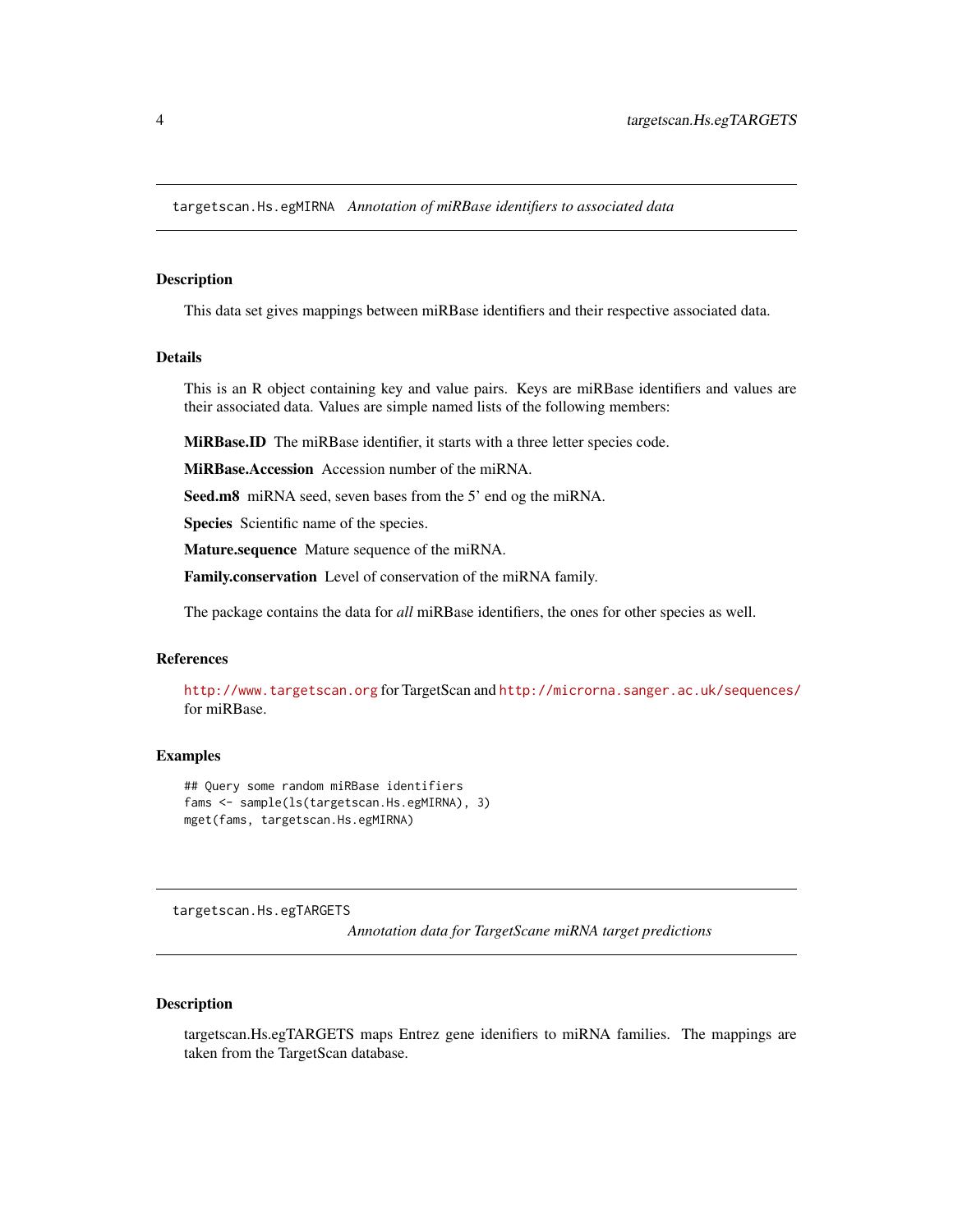## targetscan.Hs.egMIRNA *Annotation of miRBase identifiers to associated data*

### Description

This data set gives mappings between miRBase identifiers and their respective associated data.

### Details

This is an R object containing key and value pairs. Keys are miRBase identifiers and values are their associated data. Values are simple named lists of the following members:

**MiRBase.ID** The miRBase identifier, it starts with a three letter species code.

**MiRBase.Accession** Accession number of the miRNA.

**Seed.m8** miRNA seed, seven bases from the 5' end og the miRNA.

**Species** Scientific name of the species.

**Mature.sequence** Mature sequence of the miRNA.

**Family.conservation** Level of conservation of the miRNA family.

The package contains the data for *all* miRBase identifiers, the ones for other species as well.

### References

http://www.targetscan.org for TargetScan and http://microrna.sanger.ac.uk/sequences/ for miRBase.

### Examples

```
## Query some random miRBase identifiers
fams <- sample(ls(targetscan.Hs.egMIRNA), 3)
mget(fams, targetscan.Hs.egMIRNA)
```

## targetscan.Hs.egTARGETS *Annotation data for TargetScane miRNA target predictions*

### Description

targetscan.Hs.egTARGETS maps Entrez gene idenifiers to miRNA families. The mappings are taken from the TargetScan database.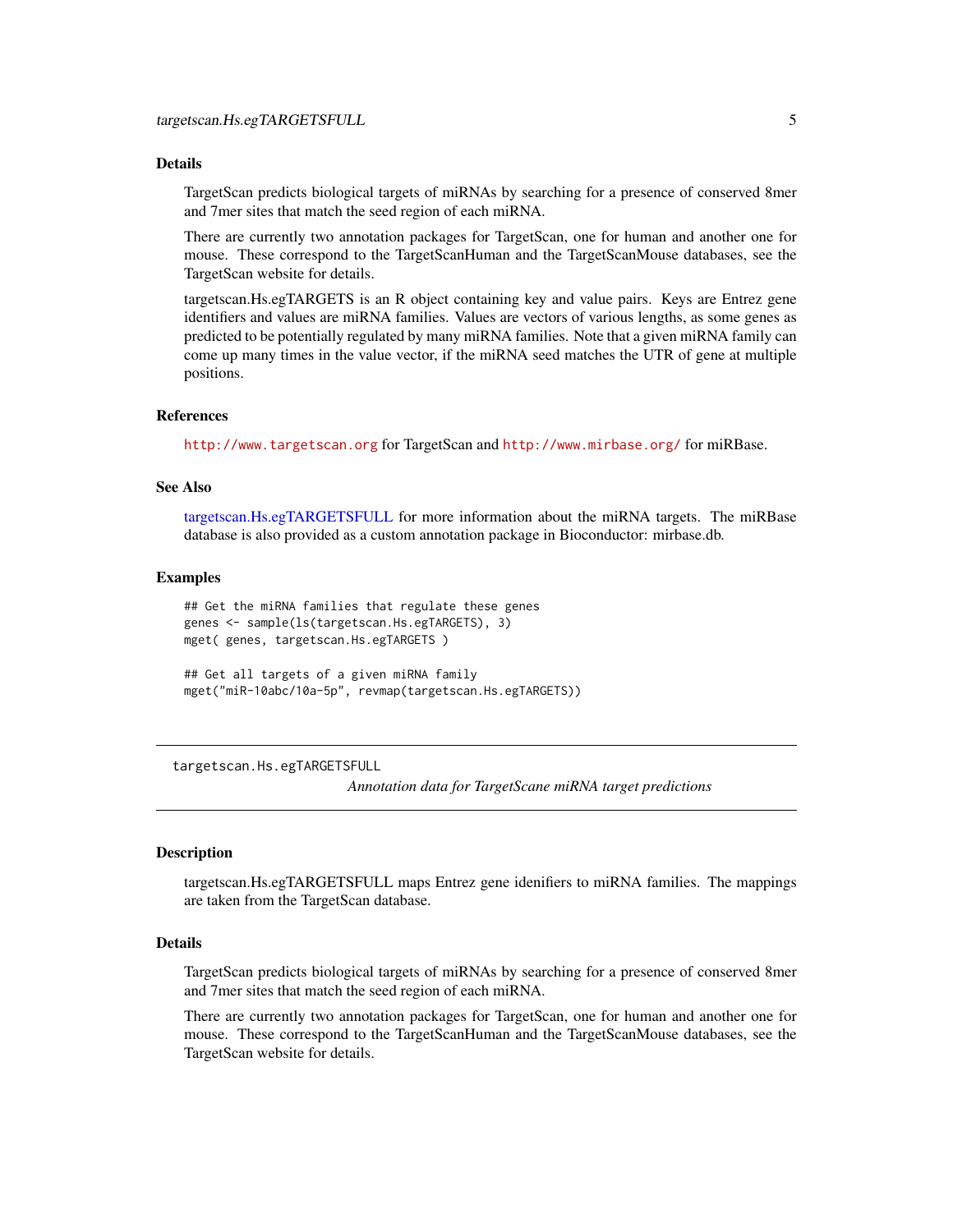## Details

TargetScan predicts biological targets of miRNAs by searching for a presence of conserved 8mer and 7mer sites that match the seed region of each miRNA.

There are currently two annotation packages for TargetScan, one for human and another one for mouse. These correspond to the TargetScanHuman and the TargetScanMouse databases, see the TargetScan website for details.

targetscan.Hs.egTARGETS is an R object containing key and value pairs. Keys are Entrez gene identifiers and values are miRNA families. Values are vectors of various lengths, as some genes as predicted to be potentially regulated by many miRNA families. Note that a given miRNA family can come up many times in the value vector, if the miRNA seed matches the UTR of gene at multiple positions.

## References

http://www.targetscan.org for TargetScan and http://www.mirbase.org/ for miRBase.

## See Also

targetscan.Hs.egTARGETSFULL for more information about the miRNA targets. The miRBase database is also provided as a custom annotation package in Bioconductor: mirbase.db.

## Examples

```
## Get the miRNA families that regulate these genes
genes <- sample(ls(targetscan.Hs.egTARGETS), 3)
mget( genes, targetscan.Hs.egTARGETS )

## Get all targets of a given miRNA family
mget("miR-10abc/10a-5p", revmap(targetscan.Hs.egTARGETS))
```

---

# targetscan.Hs.egTARGETSFULL

*Annotation data for TargetScane miRNA target predictions*

## Description

targetscan.Hs.egTARGETSFULL maps Entrez gene idenifiers to miRNA families. The mappings are taken from the TargetScan database.

## Details

TargetScan predicts biological targets of miRNAs by searching for a presence of conserved 8mer and 7mer sites that match the seed region of each miRNA.

There are currently two annotation packages for TargetScan, one for human and another one for mouse. These correspond to the TargetScanHuman and the TargetScanMouse databases, see the TargetScan website for details.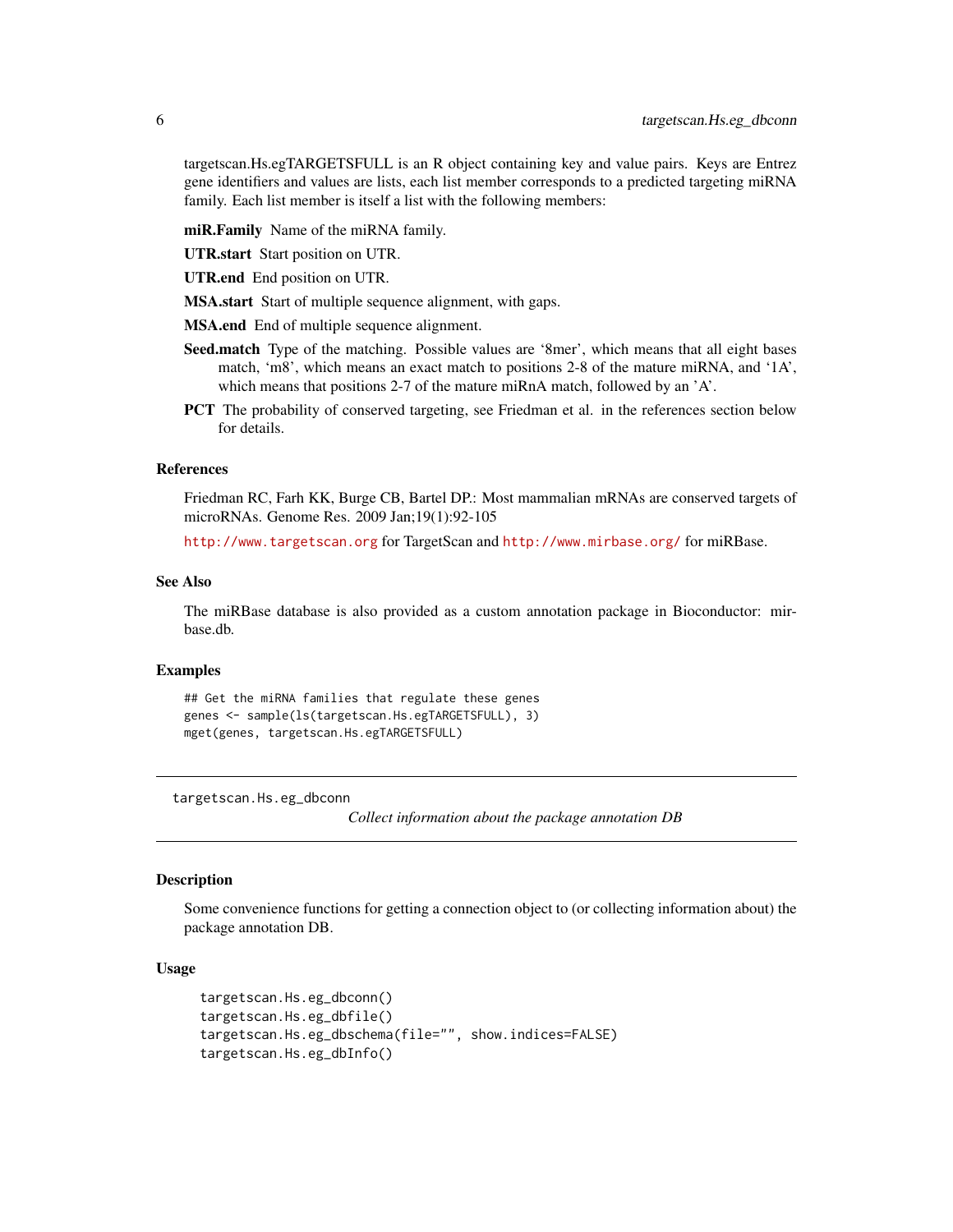targetscan.Hs.egTARGETSFULL is an R object containing key and value pairs. Keys are Entrez gene identifiers and values are lists, each list member corresponds to a predicted targeting miRNA family. Each list member is itself a list with the following members:

**miR.Family** Name of the miRNA family.

**UTR.start** Start position on UTR.

**UTR.end** End position on UTR.

**MSA.start** Start of multiple sequence alignment, with gaps.

**MSA.end** End of multiple sequence alignment.

**Seed.match** Type of the matching. Possible values are '8mer', which means that all eight bases match, 'm8', which means an exact match to positions 2-8 of the mature miRNA, and '1A', which means that positions 2-7 of the mature miRnA match, followed by an 'A'.

**PCT** The probability of conserved targeting, see Friedman et al. in the references section below for details.

### References

Friedman RC, Farh KK, Burge CB, Bartel DP.: Most mammalian mRNAs are conserved targets of microRNAs. Genome Res. 2009 Jan;19(1):92-105

http://www.targetscan.org for TargetScan and http://www.mirbase.org/ for miRBase.

### See Also

The miRBase database is also provided as a custom annotation package in Bioconductor: mirbase.db.

### Examples

```
## Get the miRNA families that regulate these genes
genes <- sample(ls(targetscan.Hs.egTARGETSFULL), 3)
mget(genes, targetscan.Hs.egTARGETSFULL)
```

---

## targetscan.Hs.eg_dbconn

*Collect information about the package annotation DB*

### Description

Some convenience functions for getting a connection object to (or collecting information about) the package annotation DB.

### Usage

```
targetscan.Hs.eg_dbconn()
targetscan.Hs.eg_dbfile()
targetscan.Hs.eg_dbschema(file="", show.indices=FALSE)
targetscan.Hs.eg_dbInfo()
```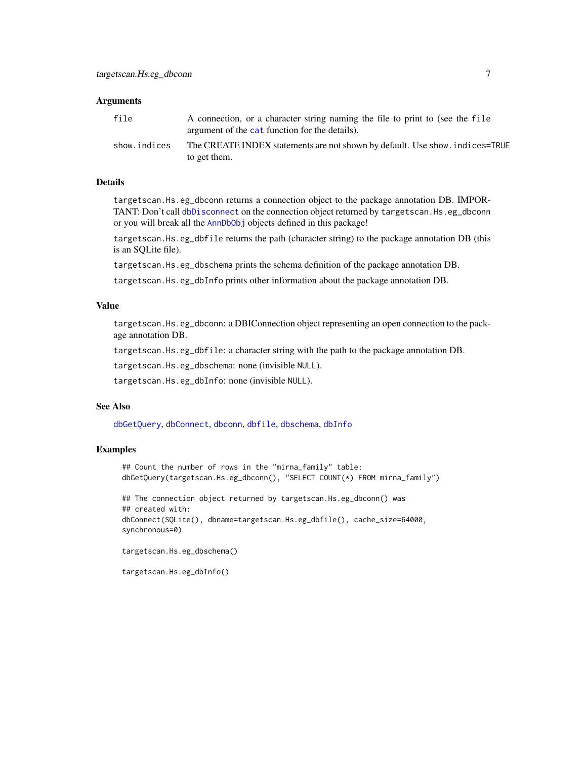## Arguments

| | |
|---|---|
| `file` | A connection, or a character string naming the file to print to (see the `file` argument of the `cat` function for the details). |
| `show.indices` | The CREATE INDEX statements are not shown by default. Use `show.indices=TRUE` to get them. |

## Details

`targetscan.Hs.eg_dbconn` returns a connection object to the package annotation DB. IMPORTANT: Don't call `dbDisconnect` on the connection object returned by `targetscan.Hs.eg_dbconn` or you will break all the `AnnDbObj` objects defined in this package!

`targetscan.Hs.eg_dbfile` returns the path (character string) to the package annotation DB (this is an SQLite file).

`targetscan.Hs.eg_dbschema` prints the schema definition of the package annotation DB.

`targetscan.Hs.eg_dbInfo` prints other information about the package annotation DB.

## Value

`targetscan.Hs.eg_dbconn`: a DBIConnection object representing an open connection to the package annotation DB.

`targetscan.Hs.eg_dbfile`: a character string with the path to the package annotation DB.

`targetscan.Hs.eg_dbschema`: none (invisible `NULL`).

`targetscan.Hs.eg_dbInfo`: none (invisible `NULL`).

## See Also

`dbGetQuery`, `dbConnect`, `dbconn`, `dbfile`, `dbschema`, `dbInfo`

## Examples

```
## Count the number of rows in the "mirna_family" table:
dbGetQuery(targetscan.Hs.eg_dbconn(), "SELECT COUNT(*) FROM mirna_family")

## The connection object returned by targetscan.Hs.eg_dbconn() was
## created with:
dbConnect(SQLite(), dbname=targetscan.Hs.eg_dbfile(), cache_size=64000,
synchronous=0)

targetscan.Hs.eg_dbschema()

targetscan.Hs.eg_dbInfo()
```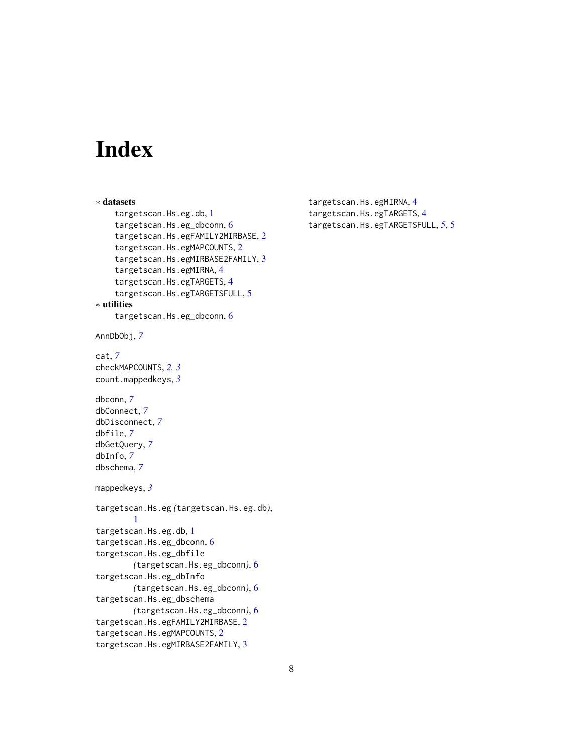# Index

∗ **datasets**
    targetscan.Hs.eg.db, 1
    targetscan.Hs.eg_dbconn, 6
    targetscan.Hs.egFAMILY2MIRBASE, 2
    targetscan.Hs.egMAPCOUNTS, 2
    targetscan.Hs.egMIRBASE2FAMILY, 3
    targetscan.Hs.egMIRNA, 4
    targetscan.Hs.egTARGETS, 4
    targetscan.Hs.egTARGETSFULL, 5

∗ **utilities**
    targetscan.Hs.eg_dbconn, 6

AnnDbObj, *7*

cat, *7*
checkMAPCOUNTS, *2, 3*
count.mappedkeys, *3*

dbconn, *7*
dbConnect, *7*
dbDisconnect, *7*
dbfile, *7*
dbGetQuery, *7*
dbInfo, *7*
dbschema, *7*

mappedkeys, *3*

targetscan.Hs.eg *(*targetscan.Hs.eg.db*)*, 1
targetscan.Hs.eg.db, 1
targetscan.Hs.eg_dbconn, 6
targetscan.Hs.eg_dbfile *(*targetscan.Hs.eg_dbconn*)*, 6
targetscan.Hs.eg_dbInfo *(*targetscan.Hs.eg_dbconn*)*, 6
targetscan.Hs.eg_dbschema *(*targetscan.Hs.eg_dbconn*)*, 6
targetscan.Hs.egFAMILY2MIRBASE, 2
targetscan.Hs.egMAPCOUNTS, 2
targetscan.Hs.egMIRBASE2FAMILY, 3
targetscan.Hs.egMIRNA, 4
targetscan.Hs.egTARGETS, 4
targetscan.Hs.egTARGETSFULL, *5*, 5